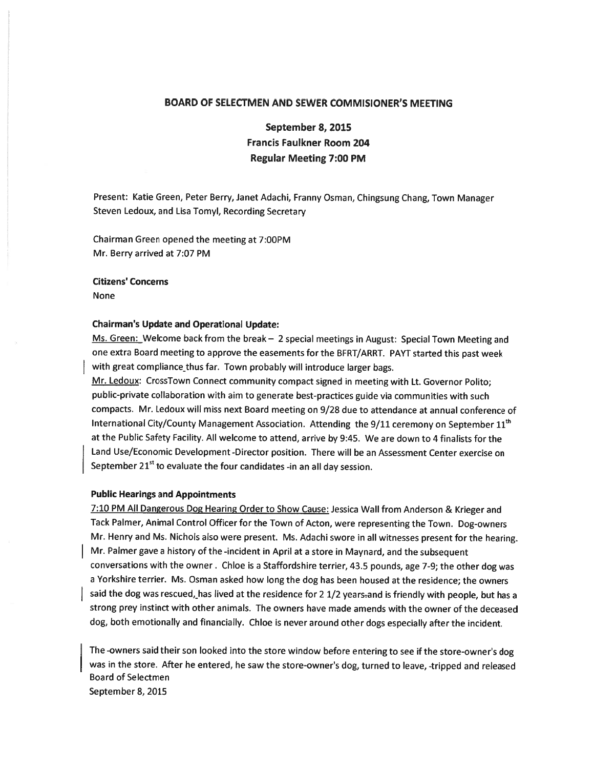## BOARD OF SELECTMEN AND SEWER COMMISIONER'S MEETING

### September 8, 2015
### Francis Faulkner Room 204
### Regular Meeting 7:00 PM

Present: Katie Green, Peter Berry, Janet Adachi, Franny Osman, Chingsung Chang, Town Manager Steven Ledoux, and Lisa Tomyl, Recording Secretary

Chairman Green opened the meeting at 7:00PM
Mr. Berry arrived at 7:07 PM

**Citizens' Concerns**
None

**Chairman's Update and Operational Update:**

Ms. Green: Welcome back from the break – 2 special meetings in August: Special Town Meeting and one extra Board meeting to approve the easements for the BFRT/ARRT. PAYT started this past week with great compliance thus far. Town probably will introduce larger bags.

Mr. Ledoux: CrossTown Connect community compact signed in meeting with Lt. Governor Polito; public-private collaboration with aim to generate best-practices guide via communities with such compacts. Mr. Ledoux will miss next Board meeting on 9/28 due to attendance at annual conference of International City/County Management Association. Attending the 9/11 ceremony on September 11th at the Public Safety Facility. All welcome to attend, arrive by 9:45. We are down to 4 finalists for the Land Use/Economic Development -Director position. There will be an Assessment Center exercise on September 21st to evaluate the four candidates -in an all day session.

**Public Hearings and Appointments**

7:10 PM All Dangerous Dog Hearing Order to Show Cause: Jessica Wall from Anderson & Krieger and Tack Palmer, Animal Control Officer for the Town of Acton, were representing the Town. Dog-owners Mr. Henry and Ms. Nichols also were present. Ms. Adachi swore in all witnesses present for the hearing. Mr. Palmer gave a history of the -incident in April at a store in Maynard, and the subsequent conversations with the owner . Chloe is a Staffordshire terrier, 43.5 pounds, age 7-9; the other dog was a Yorkshire terrier. Ms. Osman asked how long the dog has been housed at the residence; the owners said the dog was rescued, has lived at the residence for 2 1/2 years and is friendly with people, but has a strong prey instinct with other animals. The owners have made amends with the owner of the deceased dog, both emotionally and financially. Chloe is never around other dogs especially after the incident.

The -owners said their son looked into the store window before entering to see if the store-owner's dog was in the store. After he entered, he saw the store-owner's dog, turned to leave, -tripped and released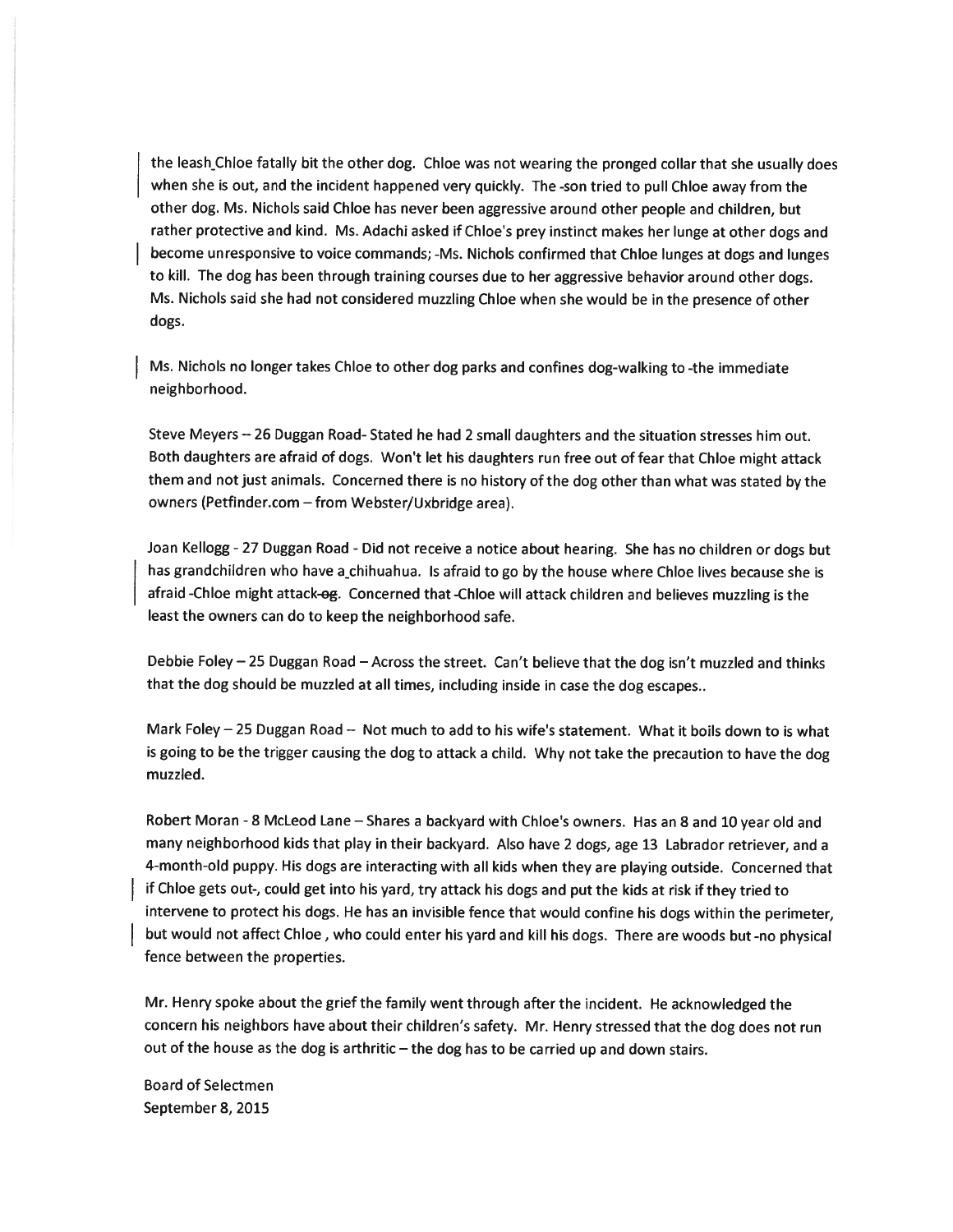the leash Chloe fatally bit the other dog. Chloe was not wearing the pronged collar that she usually does when she is out, and the incident happened very quickly. The -son tried to pull Chloe away from the other dog. Ms. Nichols said Chloe has never been aggressive around other people and children, but rather protective and kind. Ms. Adachi asked if Chloe's prey instinct makes her lunge at other dogs and become unresponsive to voice commands; -Ms. Nichols confirmed that Chloe lunges at dogs and lunges to kill. The dog has been through training courses due to her aggressive behavior around other dogs. Ms. Nichols said she had not considered muzzling Chloe when she would be in the presence of other dogs.

Ms. Nichols no longer takes Chloe to other dog parks and confines dog-walking to -the immediate neighborhood.

Steve Meyers – 26 Duggan Road- Stated he had 2 small daughters and the situation stresses him out. Both daughters are afraid of dogs. Won't let his daughters run free out of fear that Chloe might attack them and not just animals. Concerned there is no history of the dog other than what was stated by the owners (Petfinder.com – from Webster/Uxbridge area).

Joan Kellogg - 27 Duggan Road - Did not receive a notice about hearing. She has no children or dogs but has grandchildren who have a chihuahua. Is afraid to go by the house where Chloe lives because she is afraid -Chloe might attack~~-og~~. Concerned that -Chloe will attack children and believes muzzling is the least the owners can do to keep the neighborhood safe.

Debbie Foley – 25 Duggan Road – Across the street. Can't believe that the dog isn't muzzled and thinks that the dog should be muzzled at all times, including inside in case the dog escapes..

Mark Foley – 25 Duggan Road -- Not much to add to his wife's statement. What it boils down to is what is going to be the trigger causing the dog to attack a child. Why not take the precaution to have the dog muzzled.

Robert Moran - 8 McLeod Lane – Shares a backyard with Chloe's owners. Has an 8 and 10 year old and many neighborhood kids that play in their backyard. Also have 2 dogs, age 13 Labrador retriever, and a 4-month-old puppy. His dogs are interacting with all kids when they are playing outside. Concerned that if Chloe gets out-, could get into his yard, try attack his dogs and put the kids at risk if they tried to intervene to protect his dogs. He has an invisible fence that would confine his dogs within the perimeter, but would not affect Chloe , who could enter his yard and kill his dogs. There are woods but -no physical fence between the properties.

Mr. Henry spoke about the grief the family went through after the incident. He acknowledged the concern his neighbors have about their children's safety. Mr. Henry stressed that the dog does not run out of the house as the dog is arthritic – the dog has to be carried up and down stairs.

Board of Selectmen
September 8, 2015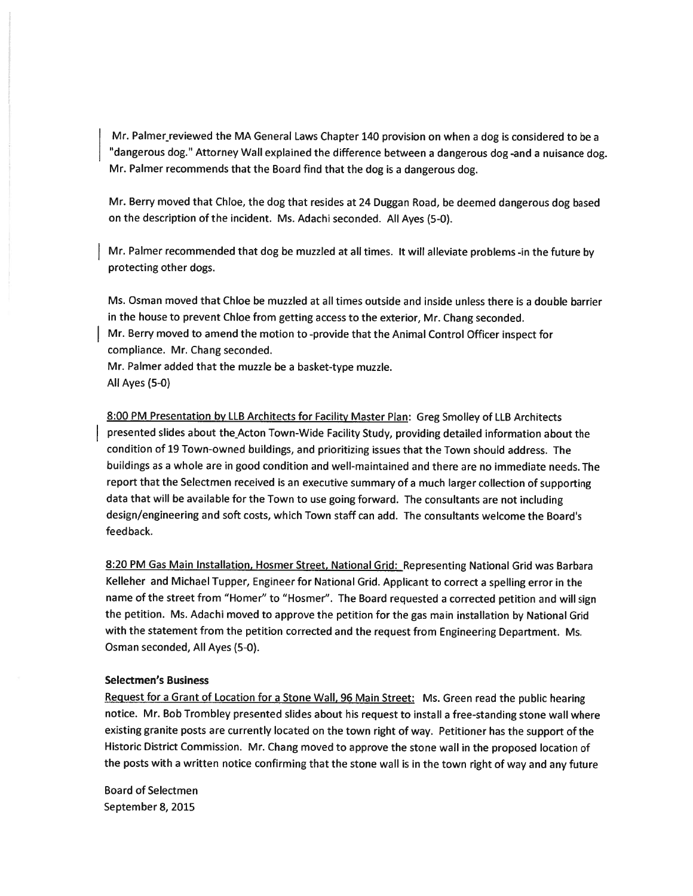Mr. Palmer reviewed the MA General Laws Chapter 140 provision on when a dog is considered to be a "dangerous dog." Attorney Wall explained the difference between a dangerous dog -and a nuisance dog. Mr. Palmer recommends that the Board find that the dog is a dangerous dog.

Mr. Berry moved that Chloe, the dog that resides at 24 Duggan Road, be deemed dangerous dog based on the description of the incident. Ms. Adachi seconded. All Ayes (5-0).

Mr. Palmer recommended that dog be muzzled at all times. It will alleviate problems -in the future by protecting other dogs.

Ms. Osman moved that Chloe be muzzled at all times outside and inside unless there is a double barrier in the house to prevent Chloe from getting access to the exterior, Mr. Chang seconded.
Mr. Berry moved to amend the motion to -provide that the Animal Control Officer inspect for compliance. Mr. Chang seconded.
Mr. Palmer added that the muzzle be a basket-type muzzle.
All Ayes (5-0)

<u>8:00 PM Presentation by LLB Architects for Facility Master Plan</u>: Greg Smolley of LLB Architects presented slides about the Acton Town-Wide Facility Study, providing detailed information about the condition of 19 Town-owned buildings, and prioritizing issues that the Town should address. The buildings as a whole are in good condition and well-maintained and there are no immediate needs. The report that the Selectmen received is an executive summary of a much larger collection of supporting data that will be available for the Town to use going forward. The consultants are not including design/engineering and soft costs, which Town staff can add. The consultants welcome the Board's feedback.

<u>8:20 PM Gas Main Installation, Hosmer Street, National Grid:</u> Representing National Grid was Barbara Kelleher and Michael Tupper, Engineer for National Grid. Applicant to correct a spelling error in the name of the street from "Homer" to "Hosmer". The Board requested a corrected petition and will sign the petition. Ms. Adachi moved to approve the petition for the gas main installation by National Grid with the statement from the petition corrected and the request from Engineering Department. Ms. Osman seconded, All Ayes (5-0).

**Selectmen's Business**

<u>Request for a Grant of Location for a Stone Wall, 96 Main Street:</u> Ms. Green read the public hearing notice. Mr. Bob Trombley presented slides about his request to install a free-standing stone wall where existing granite posts are currently located on the town right of way. Petitioner has the support of the Historic District Commission. Mr. Chang moved to approve the stone wall in the proposed location of the posts with a written notice confirming that the stone wall is in the town right of way and any future

Board of Selectmen
September 8, 2015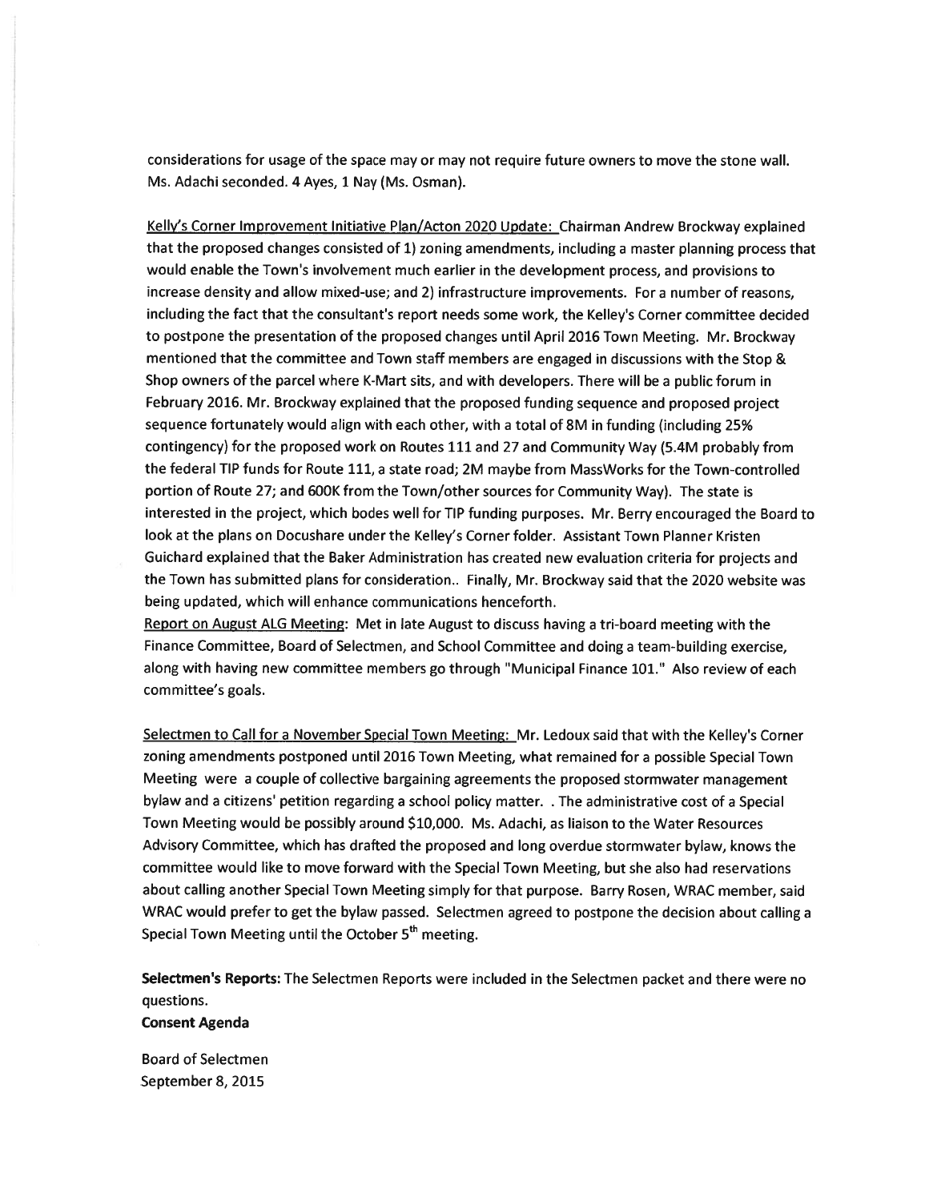considerations for usage of the space may or may not require future owners to move the stone wall. Ms. Adachi seconded. 4 Ayes, 1 Nay (Ms. Osman).

Kelly's Corner Improvement Initiative Plan/Acton 2020 Update: Chairman Andrew Brockway explained that the proposed changes consisted of 1) zoning amendments, including a master planning process that would enable the Town's involvement much earlier in the development process, and provisions to increase density and allow mixed-use; and 2) infrastructure improvements. For a number of reasons, including the fact that the consultant's report needs some work, the Kelley's Corner committee decided to postpone the presentation of the proposed changes until April 2016 Town Meeting. Mr. Brockway mentioned that the committee and Town staff members are engaged in discussions with the Stop & Shop owners of the parcel where K-Mart sits, and with developers. There will be a public forum in February 2016. Mr. Brockway explained that the proposed funding sequence and proposed project sequence fortunately would align with each other, with a total of 8M in funding (including 25% contingency) for the proposed work on Routes 111 and 27 and Community Way (5.4M probably from the federal TIP funds for Route 111, a state road; 2M maybe from MassWorks for the Town-controlled portion of Route 27; and 600K from the Town/other sources for Community Way). The state is interested in the project, which bodes well for TIP funding purposes. Mr. Berry encouraged the Board to look at the plans on Docushare under the Kelley's Corner folder. Assistant Town Planner Kristen Guichard explained that the Baker Administration has created new evaluation criteria for projects and the Town has submitted plans for consideration.. Finally, Mr. Brockway said that the 2020 website was being updated, which will enhance communications henceforth.

Report on August ALG Meeting: Met in late August to discuss having a tri-board meeting with the Finance Committee, Board of Selectmen, and School Committee and doing a team-building exercise, along with having new committee members go through "Municipal Finance 101." Also review of each committee's goals.

Selectmen to Call for a November Special Town Meeting: Mr. Ledoux said that with the Kelley's Corner zoning amendments postponed until 2016 Town Meeting, what remained for a possible Special Town Meeting were a couple of collective bargaining agreements the proposed stormwater management bylaw and a citizens' petition regarding a school policy matter. . The administrative cost of a Special Town Meeting would be possibly around $10,000. Ms. Adachi, as liaison to the Water Resources Advisory Committee, which has drafted the proposed and long overdue stormwater bylaw, knows the committee would like to move forward with the Special Town Meeting, but she also had reservations about calling another Special Town Meeting simply for that purpose. Barry Rosen, WRAC member, said WRAC would prefer to get the bylaw passed. Selectmen agreed to postpone the decision about calling a Special Town Meeting until the October 5th meeting.

**Selectmen's Reports:** The Selectmen Reports were included in the Selectmen packet and there were no questions.

**Consent Agenda**

Board of Selectmen
September 8, 2015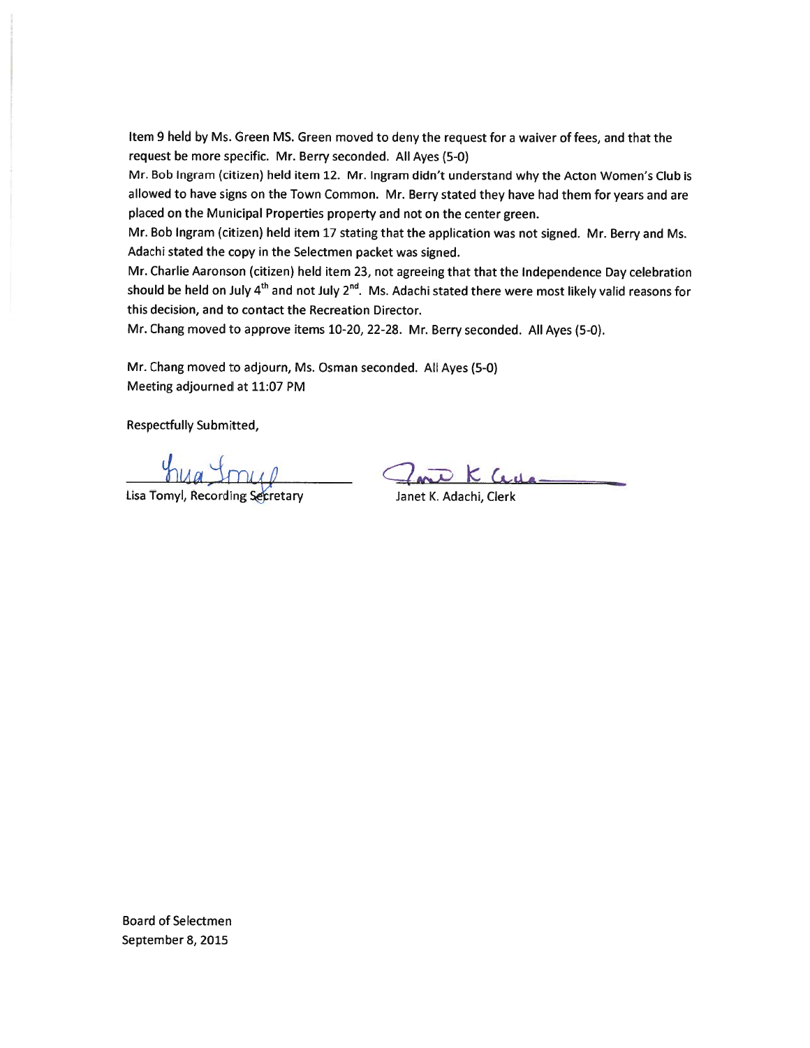Item 9 held by Ms. Green MS. Green moved to deny the request for a waiver of fees, and that the request be more specific. Mr. Berry seconded. All Ayes (5-0)

Mr. Bob Ingram (citizen) held item 12. Mr. Ingram didn't understand why the Acton Women's Club is allowed to have signs on the Town Common. Mr. Berry stated they have had them for years and are placed on the Municipal Properties property and not on the center green.

Mr. Bob Ingram (citizen) held item 17 stating that the application was not signed. Mr. Berry and Ms. Adachi stated the copy in the Selectmen packet was signed.

Mr. Charlie Aaronson (citizen) held item 23, not agreeing that that the Independence Day celebration should be held on July 4th and not July 2nd. Ms. Adachi stated there were most likely valid reasons for this decision, and to contact the Recreation Director.

Mr. Chang moved to approve items 10-20, 22-28. Mr. Berry seconded. All Ayes (5-0).

Mr. Chang moved to adjourn, Ms. Osman seconded. All Ayes (5-0)
Meeting adjourned at 11:07 PM

Respectfully Submitted,

Lisa Tomyl, Recording Secretary

Janet K. Adachi, Clerk

Board of Selectmen
September 8, 2015